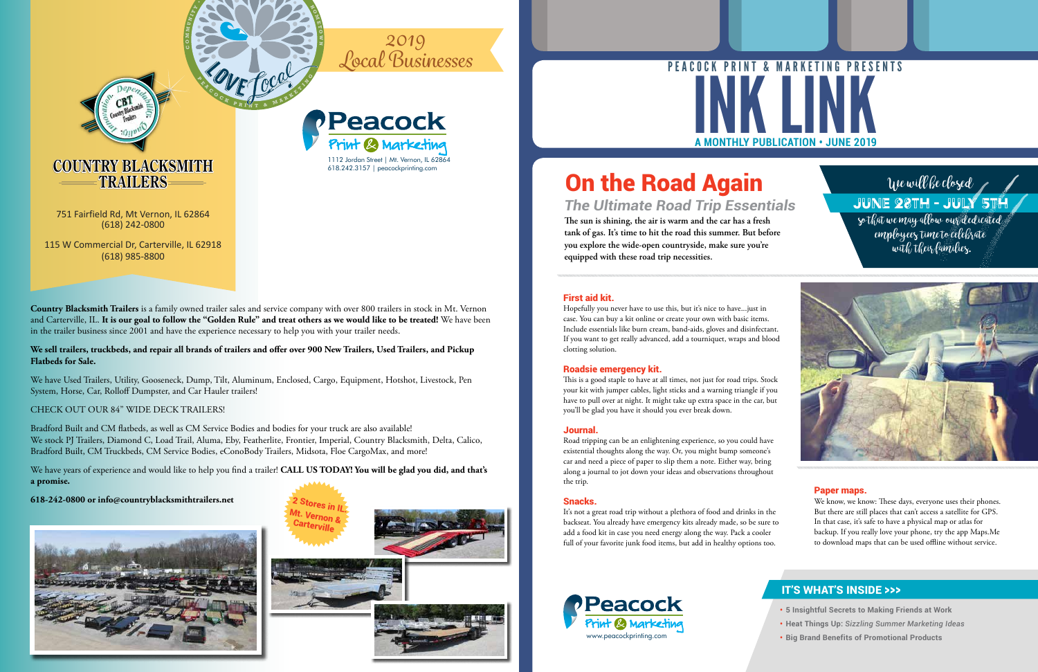# 2019 Local Businesses

**Peacock Print & Marketing**
1112 Jordan Street | Mt. Vernon, IL 62864
618.242.3157 | peacockprinting.com

## COUNTRY BLACKSMITH TRAILERS

751 Fairfield Rd, Mt Vernon, IL 62864
(618) 242-0800

115 W Commercial Dr, Carterville, IL 62918
(618) 985-8800

**Country Blacksmith Trailers** is a family owned trailer sales and service company with over 800 trailers in stock in Mt. Vernon and Carterville, IL. **It is our goal to follow the "Golden Rule" and treat others as we would like to be treated!** We have been in the trailer business since 2001 and have the experience necessary to help you with your trailer needs.

**We sell trailers, truckbeds, and repair all brands of trailers and offer over 900 New Trailers, Used Trailers, and Pickup Flatbeds for Sale.**

We have Used Trailers, Utility, Gooseneck, Dump, Tilt, Aluminum, Enclosed, Cargo, Equipment, Hotshot, Livestock, Pen System, Horse, Car, Rolloff Dumpster, and Car Hauler trailers!

CHECK OUT OUR 84" WIDE DECK TRAILERS!

Bradford Built and CM flatbeds, as well as CM Service Bodies and bodies for your truck are also available!
We stock PJ Trailers, Diamond C, Load Trail, Aluma, Eby, Featherlite, Frontier, Imperial, Country Blacksmith, Delta, Calico, Bradford Built, CM Truckbeds, CM Service Bodies, eConoBody Trailers, Midsota, Floe CargoMax, and more!

We have years of experience and would like to help you find a trailer! **CALL US TODAY! You will be glad you did, and that's a promise.**

**618-242-0800 or info@countryblacksmithtrailers.net**

2 Stores in IL. Mt. Vernon & Carterville

PEACOCK PRINT & MARKETING PRESENTS

# INK LINK

**A MONTHLY PUBLICATION • JUNE 2019**

We will be closed **JUNE 28TH - JULY 5TH** so that we may allow our dedicated employees time to celebrate with their families.

## On the Road Again

### *The Ultimate Road Trip Essentials*

**The sun is shining, the air is warm and the car has a fresh tank of gas. It's time to hit the road this summer. But before you explore the wide-open countryside, make sure you're equipped with these road trip necessities.**

**First aid kit.**
Hopefully you never have to use this, but it's nice to have...just in case. You can buy a kit online or create your own with basic items. Include essentials like burn cream, band-aids, gloves and disinfectant. If you want to get really advanced, add a tourniquet, wraps and blood clotting solution.

**Roadsie emergency kit.**
This is a good staple to have at all times, not just for road trips. Stock your kit with jumper cables, light sticks and a warning triangle if you have to pull over at night. It might take up extra space in the car, but you'll be glad you have it should you ever break down.

**Journal.**
Road tripping can be an enlightening experience, so you could have existential thoughts along the way. Or, you might bump someone's car and need a piece of paper to slip them a note. Either way, bring along a journal to jot down your ideas and observations throughout the trip.

**Snacks.**
It's not a great road trip without a plethora of food and drinks in the backseat. You already have emergency kits already made, so be sure to add a food kit in case you need energy along the way. Pack a cooler full of your favorite junk food items, but add in healthy options too.

**Paper maps.**
We know, we know: These days, everyone uses their phones. But there are still places that can't access a satellite for GPS. In that case, it's safe to have a physical map or atlas for backup. If you really love your phone, try the app Maps.Me to download maps that can be used offline without service.

**Peacock Print & Marketing**
www.peacockprinting.com

### IT'S WHAT'S INSIDE >>>

- 5 Insightful Secrets to Making Friends at Work
- Heat Things Up: *Sizzling Summer Marketing Ideas*
- Big Brand Benefits of Promotional Products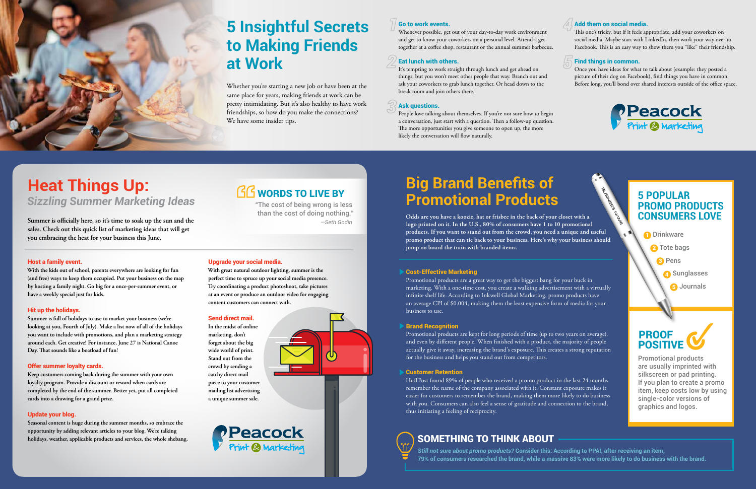# 5 Insightful Secrets to Making Friends at Work

Whether you're starting a new job or have been at the same place for years, making friends at work can be pretty intimidating. But it's also healthy to have work friendships, so how do you make the connections? We have some insider tips.

**1 Go to work events.**
Whenever possible, get out of your day-to-day work environment and get to know your coworkers on a personal level. Attend a get-together at a coffee shop, restaurant or the annual summer barbecue.

**2 Eat lunch with others.**
It's tempting to work straight through lunch and get ahead on things, but you won't meet other people that way. Branch out and ask your coworkers to grab lunch together. Or head down to the break room and join others there.

**3 Ask questions.**
People love talking about themselves. If you're not sure how to begin a conversation, just start with a question. Then a follow-up question. The more opportunities you give someone to open up, the more likely the conversation will flow naturally.

**4 Add them on social media.**
This one's tricky, but if it feels appropriate, add your coworkers on social media. Maybe start with LinkedIn, then work your way over to Facebook. This is an easy way to show them you "like" their friendship.

**5 Find things in common.**
Once you have ideas for what to talk about (example: they posted a picture of their dog on Facebook), find things you have in common. Before long, you'll bond over shared interests outside of the office space.

Peacock Print & Marketing

# Heat Things Up:
## Sizzling Summer Marketing Ideas

**Summer is officially here, so it's time to soak up the sun and the sales. Check out this quick list of marketing ideas that will get you embracing the heat for your business this June.**

### WORDS TO LIVE BY

"The cost of being wrong is less than the cost of doing nothing."
—*Seth Godin*

**Host a family event.**
With the kids out of school, parents everywhere are looking for fun (and free) ways to keep them occupied. Put your business on the map by hosting a family night. Go big for a once-per-summer event, or have a weekly special just for kids.

**Hit up the holidays.**
Summer is full of holidays to use to market your business (we're looking at you, Fourth of July). Make a list now of all of the holidays you want to include with promotions, and plan a marketing strategy around each. Get creative! For instance, June 27 is National Canoe Day. That sounds like a boatload of fun!

**Offer summer loyalty cards.**
Keep customers coming back during the summer with your own loyalty program. Provide a discount or reward when cards are completed by the end of the summer. Better yet, put all completed cards into a drawing for a grand prize.

**Update your blog.**
Seasonal content is huge during the summer months, so embrace the opportunity by adding relevant articles to your blog. We're talking holidays, weather, applicable products and services, the whole shebang.

**Upgrade your social media.**
With great natural outdoor lighting, summer is the perfect time to spruce up your social media presence. Try coordinating a product photoshoot, take pictures at an event or produce an outdoor video for engaging content customers can connect with.

**Send direct mail.**
In the midst of online marketing, don't forget about the big wide world of print. Stand out from the crowd by sending a catchy direct mail piece to your customer mailing list advertising a unique summer sale.

Peacock Print & Marketing

# Big Brand Benefits of Promotional Products

**Odds are you have a koozie, hat or frisbee in the back of your closet with a logo printed on it. In the U.S., 80% of consumers have 1 to 10 promotional products. If you want to stand out from the crowd, you need a unique and useful promo product that can tie back to your business. Here's why your business should jump on board the train with branded items.**

**Cost-Effective Marketing**
Promotional products are a great way to get the biggest bang for your buck in marketing. With a one-time cost, you create a walking advertisement with a virtually infinite shelf life. According to Inkwell Global Marketing, promo products have an average CPI of $0.004, making them the least expensive form of media for your business to use.

**Brand Recognition**
Promotional products are kept for long periods of time (up to two years on average), and even by different people. When finished with a product, the majority of people actually give it away, increasing the brand's exposure. This creates a strong reputation for the business and helps you stand out from competitors.

**Customer Retention**
HuffPost found 89% of people who received a promo product in the last 24 months remember the name of the company associated with it. Constant exposure makes it easier for customers to remember the brand, making them more likely to do business with you. Consumers can also feel a sense of gratitude and connection to the brand, thus initiating a feeling of reciprocity.

### 5 POPULAR PROMO PRODUCTS CONSUMERS LOVE

1. Drinkware
2. Tote bags
3. Pens
4. Sunglasses
5. Journals

### PROOF POSITIVE

Promotional products are usually imprinted with silkscreen or pad printing. If you plan to create a promo item, keep costs low by using single-color versions of graphics and logos.

### SOMETHING TO THINK ABOUT

*Still not sure about promo products?* Consider this: According to PPAI, after receiving an item, 79% of consumers researched the brand, while a massive 83% were more likely to do business with the brand.